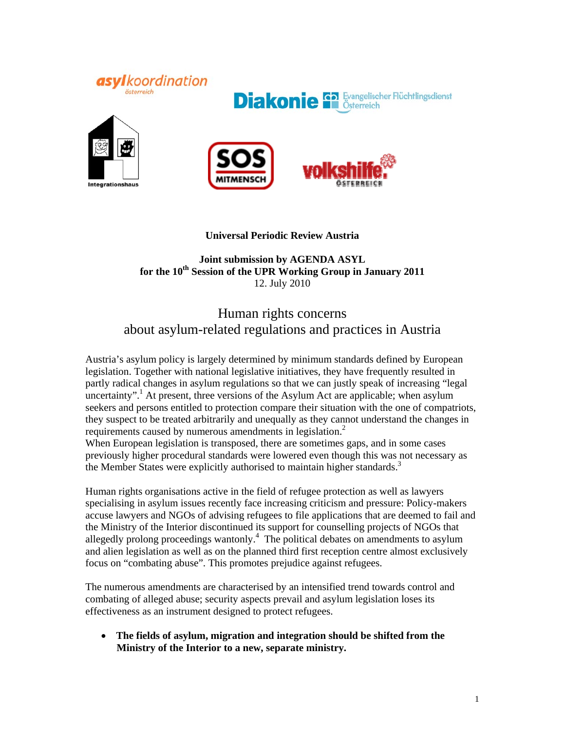**Universal Periodic Review Austria**

**Joint submission by AGENDA ASYL**
**for the 10th Session of the UPR Working Group in January 2011**
12. July 2010

# Human rights concerns about asylum-related regulations and practices in Austria

Austria's asylum policy is largely determined by minimum standards defined by European legislation. Together with national legislative initiatives, they have frequently resulted in partly radical changes in asylum regulations so that we can justly speak of increasing "legal uncertainty".[1] At present, three versions of the Asylum Act are applicable; when asylum seekers and persons entitled to protection compare their situation with the one of compatriots, they suspect to be treated arbitrarily and unequally as they cannot understand the changes in requirements caused by numerous amendments in legislation.[2]
When European legislation is transposed, there are sometimes gaps, and in some cases previously higher procedural standards were lowered even though this was not necessary as the Member States were explicitly authorised to maintain higher standards.[3]

Human rights organisations active in the field of refugee protection as well as lawyers specialising in asylum issues recently face increasing criticism and pressure: Policy-makers accuse lawyers and NGOs of advising refugees to file applications that are deemed to fail and the Ministry of the Interior discontinued its support for counselling projects of NGOs that allegedly prolong proceedings wantonly.[4] The political debates on amendments to asylum and alien legislation as well as on the planned third first reception centre almost exclusively focus on "combating abuse". This promotes prejudice against refugees.

The numerous amendments are characterised by an intensified trend towards control and combating of alleged abuse; security aspects prevail and asylum legislation loses its effectiveness as an instrument designed to protect refugees.

- **The fields of asylum, migration and integration should be shifted from the Ministry of the Interior to a new, separate ministry.**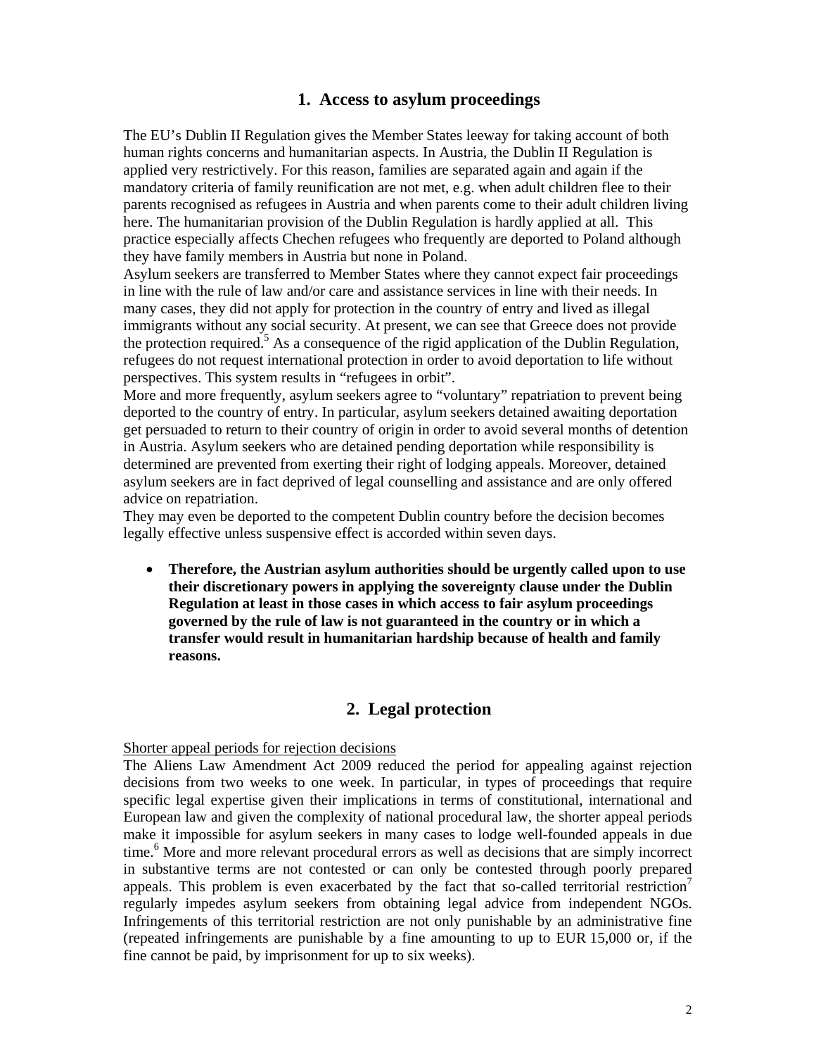## 1. Access to asylum proceedings

The EU's Dublin II Regulation gives the Member States leeway for taking account of both human rights concerns and humanitarian aspects. In Austria, the Dublin II Regulation is applied very restrictively. For this reason, families are separated again and again if the mandatory criteria of family reunification are not met, e.g. when adult children flee to their parents recognised as refugees in Austria and when parents come to their adult children living here. The humanitarian provision of the Dublin Regulation is hardly applied at all. This practice especially affects Chechen refugees who frequently are deported to Poland although they have family members in Austria but none in Poland.

Asylum seekers are transferred to Member States where they cannot expect fair proceedings in line with the rule of law and/or care and assistance services in line with their needs. In many cases, they did not apply for protection in the country of entry and lived as illegal immigrants without any social security. At present, we can see that Greece does not provide the protection required.[5] As a consequence of the rigid application of the Dublin Regulation, refugees do not request international protection in order to avoid deportation to life without perspectives. This system results in "refugees in orbit".

More and more frequently, asylum seekers agree to "voluntary" repatriation to prevent being deported to the country of entry. In particular, asylum seekers detained awaiting deportation get persuaded to return to their country of origin in order to avoid several months of detention in Austria. Asylum seekers who are detained pending deportation while responsibility is determined are prevented from exerting their right of lodging appeals. Moreover, detained asylum seekers are in fact deprived of legal counselling and assistance and are only offered advice on repatriation.

They may even be deported to the competent Dublin country before the decision becomes legally effective unless suspensive effect is accorded within seven days.

- **Therefore, the Austrian asylum authorities should be urgently called upon to use their discretionary powers in applying the sovereignty clause under the Dublin Regulation at least in those cases in which access to fair asylum proceedings governed by the rule of law is not guaranteed in the country or in which a transfer would result in humanitarian hardship because of health and family reasons.**

## 2. Legal protection

Shorter appeal periods for rejection decisions

The Aliens Law Amendment Act 2009 reduced the period for appealing against rejection decisions from two weeks to one week. In particular, in types of proceedings that require specific legal expertise given their implications in terms of constitutional, international and European law and given the complexity of national procedural law, the shorter appeal periods make it impossible for asylum seekers in many cases to lodge well-founded appeals in due time.[6] More and more relevant procedural errors as well as decisions that are simply incorrect in substantive terms are not contested or can only be contested through poorly prepared appeals. This problem is even exacerbated by the fact that so-called territorial restriction[7] regularly impedes asylum seekers from obtaining legal advice from independent NGOs. Infringements of this territorial restriction are not only punishable by an administrative fine (repeated infringements are punishable by a fine amounting to up to EUR 15,000 or, if the fine cannot be paid, by imprisonment for up to six weeks).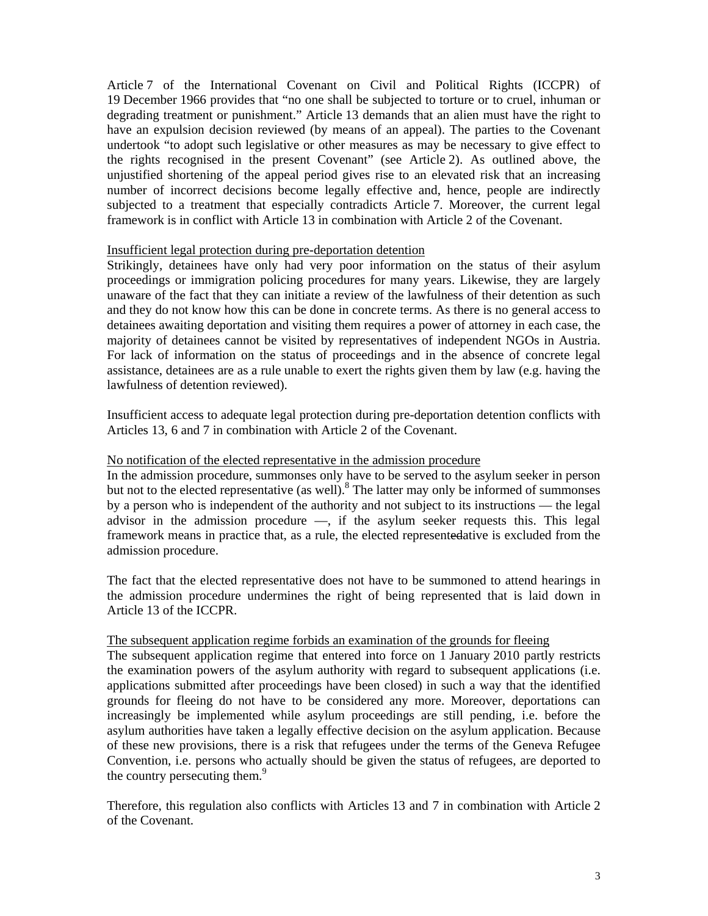Article 7 of the International Covenant on Civil and Political Rights (ICCPR) of 19 December 1966 provides that “no one shall be subjected to torture or to cruel, inhuman or degrading treatment or punishment.” Article 13 demands that an alien must have the right to have an expulsion decision reviewed (by means of an appeal). The parties to the Covenant undertook “to adopt such legislative or other measures as may be necessary to give effect to the rights recognised in the present Covenant” (see Article 2). As outlined above, the unjustified shortening of the appeal period gives rise to an elevated risk that an increasing number of incorrect decisions become legally effective and, hence, people are indirectly subjected to a treatment that especially contradicts Article 7. Moreover, the current legal framework is in conflict with Article 13 in combination with Article 2 of the Covenant.

Insufficient legal protection during pre-deportation detention

Strikingly, detainees have only had very poor information on the status of their asylum proceedings or immigration policing procedures for many years. Likewise, they are largely unaware of the fact that they can initiate a review of the lawfulness of their detention as such and they do not know how this can be done in concrete terms. As there is no general access to detainees awaiting deportation and visiting them requires a power of attorney in each case, the majority of detainees cannot be visited by representatives of independent NGOs in Austria. For lack of information on the status of proceedings and in the absence of concrete legal assistance, detainees are as a rule unable to exert the rights given them by law (e.g. having the lawfulness of detention reviewed).

Insufficient access to adequate legal protection during pre-deportation detention conflicts with Articles 13, 6 and 7 in combination with Article 2 of the Covenant.

No notification of the elected representative in the admission procedure

In the admission procedure, summonses only have to be served to the asylum seeker in person but not to the elected representative (as well).[8] The latter may only be informed of summonses by a person who is independent of the authority and not subject to its instructions — the legal advisor in the admission procedure —, if the asylum seeker requests this. This legal framework means in practice that, as a rule, the elected representative is excluded from the admission procedure.

The fact that the elected representative does not have to be summoned to attend hearings in the admission procedure undermines the right of being represented that is laid down in Article 13 of the ICCPR.

The subsequent application regime forbids an examination of the grounds for fleeing

The subsequent application regime that entered into force on 1 January 2010 partly restricts the examination powers of the asylum authority with regard to subsequent applications (i.e. applications submitted after proceedings have been closed) in such a way that the identified grounds for fleeing do not have to be considered any more. Moreover, deportations can increasingly be implemented while asylum proceedings are still pending, i.e. before the asylum authorities have taken a legally effective decision on the asylum application. Because of these new provisions, there is a risk that refugees under the terms of the Geneva Refugee Convention, i.e. persons who actually should be given the status of refugees, are deported to the country persecuting them.[9]

Therefore, this regulation also conflicts with Articles 13 and 7 in combination with Article 2 of the Covenant.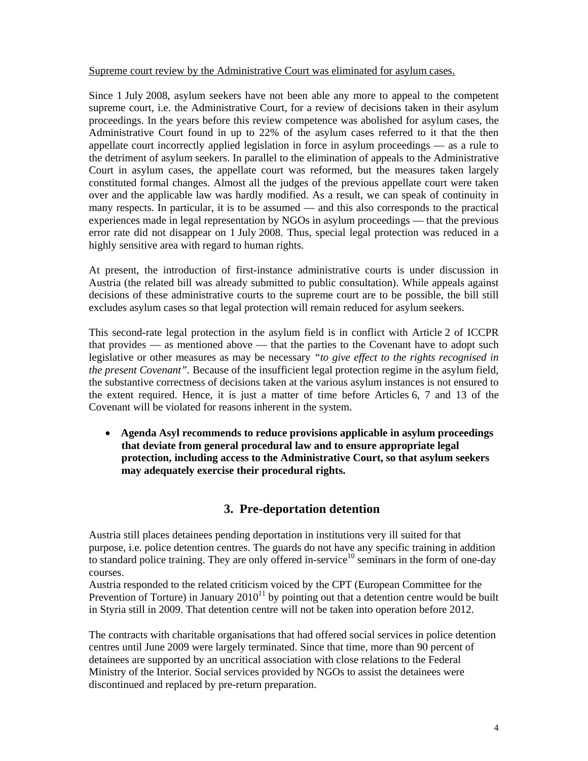Supreme court review by the Administrative Court was eliminated for asylum cases.

Since 1 July 2008, asylum seekers have not been able any more to appeal to the competent supreme court, i.e. the Administrative Court, for a review of decisions taken in their asylum proceedings. In the years before this review competence was abolished for asylum cases, the Administrative Court found in up to 22% of the asylum cases referred to it that the then appellate court incorrectly applied legislation in force in asylum proceedings — as a rule to the detriment of asylum seekers. In parallel to the elimination of appeals to the Administrative Court in asylum cases, the appellate court was reformed, but the measures taken largely constituted formal changes. Almost all the judges of the previous appellate court were taken over and the applicable law was hardly modified. As a result, we can speak of continuity in many respects. In particular, it is to be assumed — and this also corresponds to the practical experiences made in legal representation by NGOs in asylum proceedings — that the previous error rate did not disappear on 1 July 2008. Thus, special legal protection was reduced in a highly sensitive area with regard to human rights.

At present, the introduction of first-instance administrative courts is under discussion in Austria (the related bill was already submitted to public consultation). While appeals against decisions of these administrative courts to the supreme court are to be possible, the bill still excludes asylum cases so that legal protection will remain reduced for asylum seekers.

This second-rate legal protection in the asylum field is in conflict with Article 2 of ICCPR that provides — as mentioned above — that the parties to the Covenant have to adopt such legislative or other measures as may be necessary *"to give effect to the rights recognised in the present Covenant"*. Because of the insufficient legal protection regime in the asylum field, the substantive correctness of decisions taken at the various asylum instances is not ensured to the extent required. Hence, it is just a matter of time before Articles 6, 7 and 13 of the Covenant will be violated for reasons inherent in the system.

- **Agenda Asyl recommends to reduce provisions applicable in asylum proceedings that deviate from general procedural law and to ensure appropriate legal protection, including access to the Administrative Court, so that asylum seekers may adequately exercise their procedural rights.**

## 3. Pre-deportation detention

Austria still places detainees pending deportation in institutions very ill suited for that purpose, i.e. police detention centres. The guards do not have any specific training in addition to standard police training. They are only offered in-service[10] seminars in the form of one-day courses.

Austria responded to the related criticism voiced by the CPT (European Committee for the Prevention of Torture) in January 2010[11] by pointing out that a detention centre would be built in Styria still in 2009. That detention centre will not be taken into operation before 2012.

The contracts with charitable organisations that had offered social services in police detention centres until June 2009 were largely terminated. Since that time, more than 90 percent of detainees are supported by an uncritical association with close relations to the Federal Ministry of the Interior. Social services provided by NGOs to assist the detainees were discontinued and replaced by pre-return preparation.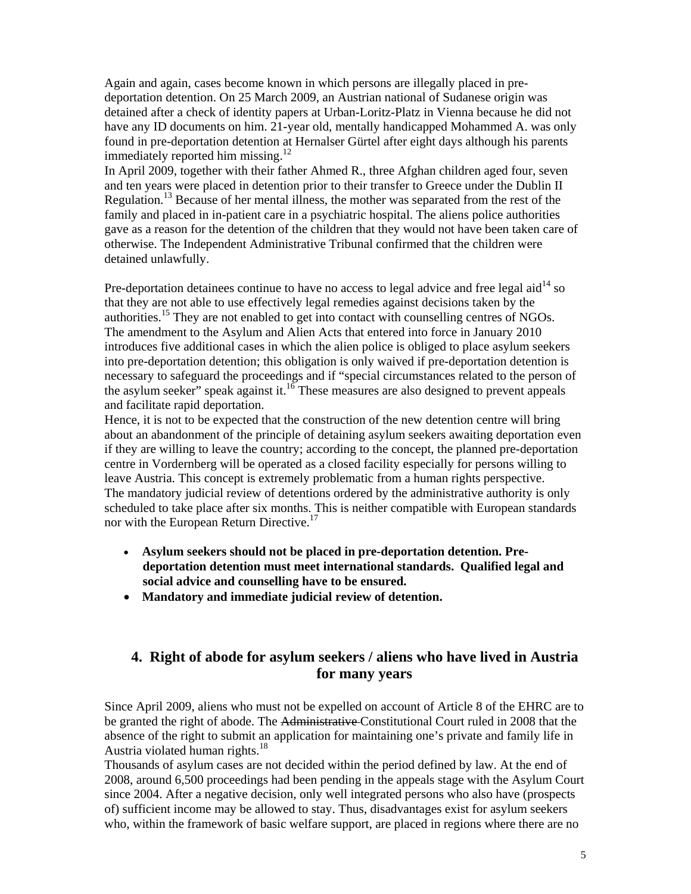Again and again, cases become known in which persons are illegally placed in pre-deportation detention. On 25 March 2009, an Austrian national of Sudanese origin was detained after a check of identity papers at Urban-Loritz-Platz in Vienna because he did not have any ID documents on him. 21-year old, mentally handicapped Mohammed A. was only found in pre-deportation detention at Hernalser Gürtel after eight days although his parents immediately reported him missing.[12]

In April 2009, together with their father Ahmed R., three Afghan children aged four, seven and ten years were placed in detention prior to their transfer to Greece under the Dublin II Regulation.[13] Because of her mental illness, the mother was separated from the rest of the family and placed in in-patient care in a psychiatric hospital. The aliens police authorities gave as a reason for the detention of the children that they would not have been taken care of otherwise. The Independent Administrative Tribunal confirmed that the children were detained unlawfully.

Pre-deportation detainees continue to have no access to legal advice and free legal aid[14] so that they are not able to use effectively legal remedies against decisions taken by the authorities.[15] They are not enabled to get into contact with counselling centres of NGOs. The amendment to the Asylum and Alien Acts that entered into force in January 2010 introduces five additional cases in which the alien police is obliged to place asylum seekers into pre-deportation detention; this obligation is only waived if pre-deportation detention is necessary to safeguard the proceedings and if "special circumstances related to the person of the asylum seeker" speak against it.[16] These measures are also designed to prevent appeals and facilitate rapid deportation.

Hence, it is not to be expected that the construction of the new detention centre will bring about an abandonment of the principle of detaining asylum seekers awaiting deportation even if they are willing to leave the country; according to the concept, the planned pre-deportation centre in Vordernberg will be operated as a closed facility especially for persons willing to leave Austria. This concept is extremely problematic from a human rights perspective.

The mandatory judicial review of detentions ordered by the administrative authority is only scheduled to take place after six months. This is neither compatible with European standards nor with the European Return Directive.[17]

- **Asylum seekers should not be placed in pre-deportation detention. Pre-deportation detention must meet international standards. Qualified legal and social advice and counselling have to be ensured.**
- **Mandatory and immediate judicial review of detention.**

## 4. Right of abode for asylum seekers / aliens who have lived in Austria for many years

Since April 2009, aliens who must not be expelled on account of Article 8 of the EHRC are to be granted the right of abode. The ~~Administrative~~ Constitutional Court ruled in 2008 that the absence of the right to submit an application for maintaining one's private and family life in Austria violated human rights.[18]

Thousands of asylum cases are not decided within the period defined by law. At the end of 2008, around 6,500 proceedings had been pending in the appeals stage with the Asylum Court since 2004. After a negative decision, only well integrated persons who also have (prospects of) sufficient income may be allowed to stay. Thus, disadvantages exist for asylum seekers who, within the framework of basic welfare support, are placed in regions where there are no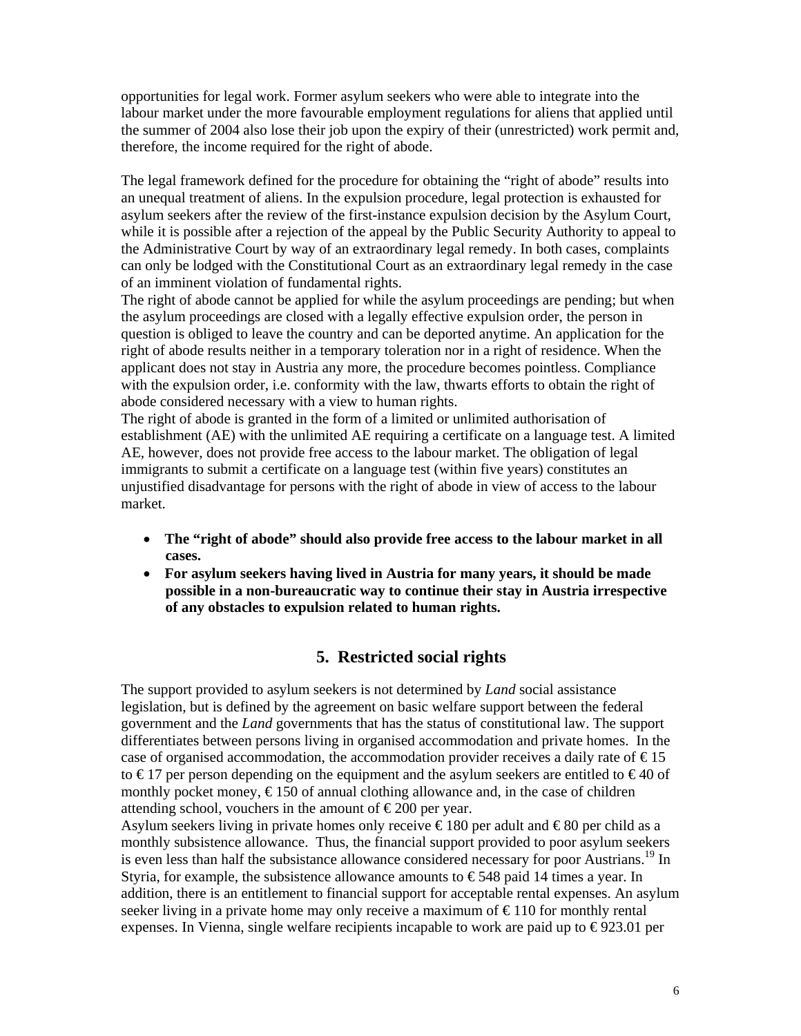opportunities for legal work. Former asylum seekers who were able to integrate into the labour market under the more favourable employment regulations for aliens that applied until the summer of 2004 also lose their job upon the expiry of their (unrestricted) work permit and, therefore, the income required for the right of abode.

The legal framework defined for the procedure for obtaining the "right of abode" results into an unequal treatment of aliens. In the expulsion procedure, legal protection is exhausted for asylum seekers after the review of the first-instance expulsion decision by the Asylum Court, while it is possible after a rejection of the appeal by the Public Security Authority to appeal to the Administrative Court by way of an extraordinary legal remedy. In both cases, complaints can only be lodged with the Constitutional Court as an extraordinary legal remedy in the case of an imminent violation of fundamental rights.

The right of abode cannot be applied for while the asylum proceedings are pending; but when the asylum proceedings are closed with a legally effective expulsion order, the person in question is obliged to leave the country and can be deported anytime. An application for the right of abode results neither in a temporary toleration nor in a right of residence. When the applicant does not stay in Austria any more, the procedure becomes pointless. Compliance with the expulsion order, i.e. conformity with the law, thwarts efforts to obtain the right of abode considered necessary with a view to human rights.

The right of abode is granted in the form of a limited or unlimited authorisation of establishment (AE) with the unlimited AE requiring a certificate on a language test. A limited AE, however, does not provide free access to the labour market. The obligation of legal immigrants to submit a certificate on a language test (within five years) constitutes an unjustified disadvantage for persons with the right of abode in view of access to the labour market.

- **The "right of abode" should also provide free access to the labour market in all cases.**
- **For asylum seekers having lived in Austria for many years, it should be made possible in a non-bureaucratic way to continue their stay in Austria irrespective of any obstacles to expulsion related to human rights.**

## 5. Restricted social rights

The support provided to asylum seekers is not determined by *Land* social assistance legislation, but is defined by the agreement on basic welfare support between the federal government and the *Land* governments that has the status of constitutional law. The support differentiates between persons living in organised accommodation and private homes. In the case of organised accommodation, the accommodation provider receives a daily rate of € 15 to € 17 per person depending on the equipment and the asylum seekers are entitled to € 40 of monthly pocket money, € 150 of annual clothing allowance and, in the case of children attending school, vouchers in the amount of € 200 per year.

Asylum seekers living in private homes only receive € 180 per adult and € 80 per child as a monthly subsistence allowance. Thus, the financial support provided to poor asylum seekers is even less than half the subsistance allowance considered necessary for poor Austrians.[19] In Styria, for example, the subsistence allowance amounts to € 548 paid 14 times a year. In addition, there is an entitlement to financial support for acceptable rental expenses. An asylum seeker living in a private home may only receive a maximum of € 110 for monthly rental expenses. In Vienna, single welfare recipients incapable to work are paid up to € 923.01 per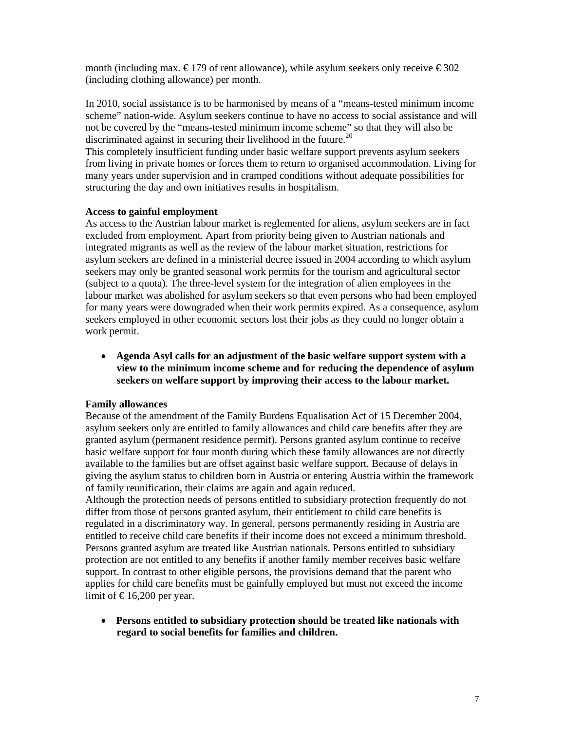month (including max. € 179 of rent allowance), while asylum seekers only receive € 302 (including clothing allowance) per month.

In 2010, social assistance is to be harmonised by means of a "means-tested minimum income scheme" nation-wide. Asylum seekers continue to have no access to social assistance and will not be covered by the "means-tested minimum income scheme" so that they will also be discriminated against in securing their livelihood in the future.[20]

This completely insufficient funding under basic welfare support prevents asylum seekers from living in private homes or forces them to return to organised accommodation. Living for many years under supervision and in cramped conditions without adequate possibilities for structuring the day and own initiatives results in hospitalism.

**Access to gainful employment**

As access to the Austrian labour market is reglemented for aliens, asylum seekers are in fact excluded from employment. Apart from priority being given to Austrian nationals and integrated migrants as well as the review of the labour market situation, restrictions for asylum seekers are defined in a ministerial decree issued in 2004 according to which asylum seekers may only be granted seasonal work permits for the tourism and agricultural sector (subject to a quota). The three-level system for the integration of alien employees in the labour market was abolished for asylum seekers so that even persons who had been employed for many years were downgraded when their work permits expired. As a consequence, asylum seekers employed in other economic sectors lost their jobs as they could no longer obtain a work permit.

- **Agenda Asyl calls for an adjustment of the basic welfare support system with a view to the minimum income scheme and for reducing the dependence of asylum seekers on welfare support by improving their access to the labour market.**

**Family allowances**

Because of the amendment of the Family Burdens Equalisation Act of 15 December 2004, asylum seekers only are entitled to family allowances and child care benefits after they are granted asylum (permanent residence permit). Persons granted asylum continue to receive basic welfare support for four month during which these family allowances are not directly available to the families but are offset against basic welfare support. Because of delays in giving the asylum status to children born in Austria or entering Austria within the framework of family reunification, their claims are again and again reduced.

Although the protection needs of persons entitled to subsidiary protection frequently do not differ from those of persons granted asylum, their entitlement to child care benefits is regulated in a discriminatory way. In general, persons permanently residing in Austria are entitled to receive child care benefits if their income does not exceed a minimum threshold. Persons granted asylum are treated like Austrian nationals. Persons entitled to subsidiary protection are not entitled to any benefits if another family member receives basic welfare support. In contrast to other eligible persons, the provisions demand that the parent who applies for child care benefits must be gainfully employed but must not exceed the income limit of € 16,200 per year.

- **Persons entitled to subsidiary protection should be treated like nationals with regard to social benefits for families and children.**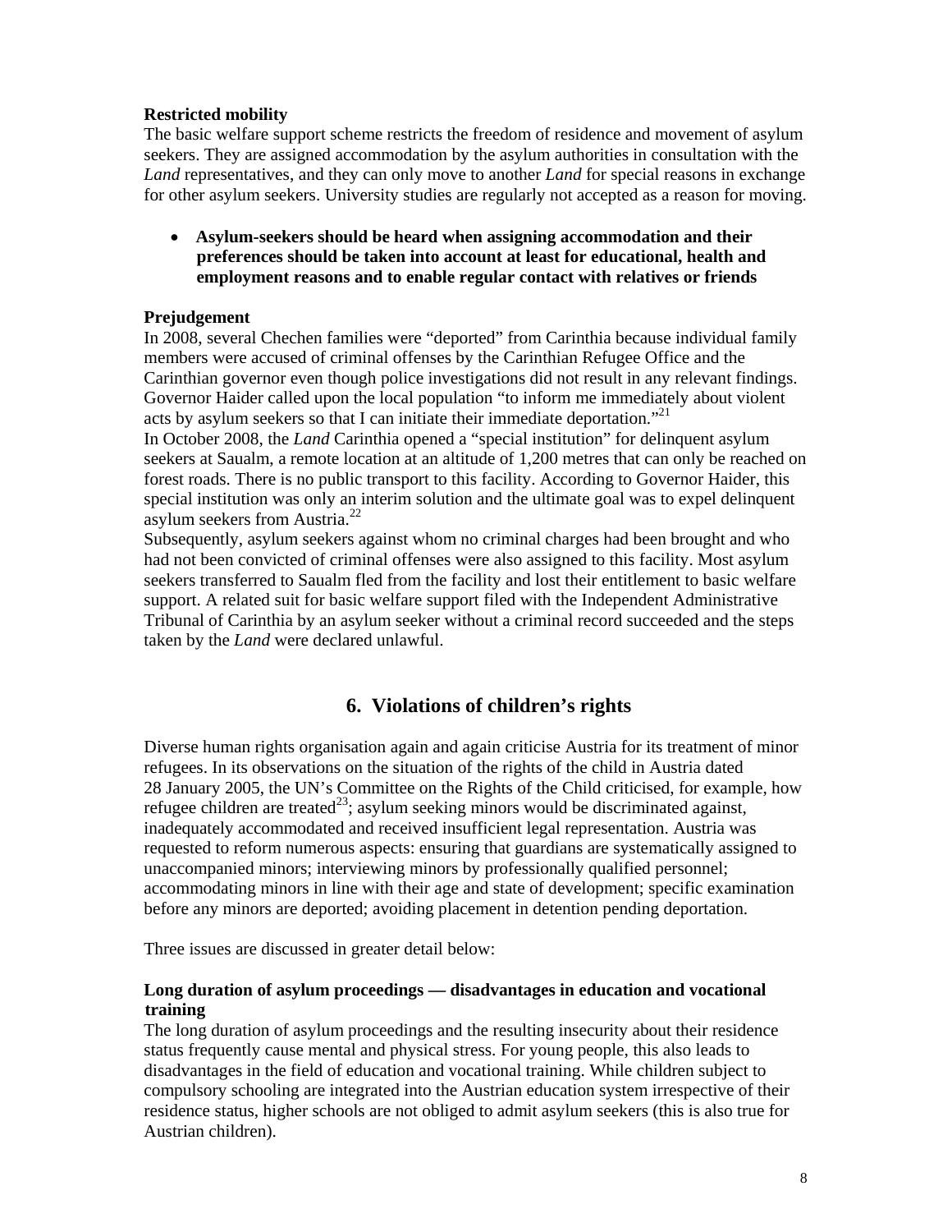**Restricted mobility**

The basic welfare support scheme restricts the freedom of residence and movement of asylum seekers. They are assigned accommodation by the asylum authorities in consultation with the *Land* representatives, and they can only move to another *Land* for special reasons in exchange for other asylum seekers. University studies are regularly not accepted as a reason for moving.

- **Asylum-seekers should be heard when assigning accommodation and their preferences should be taken into account at least for educational, health and employment reasons and to enable regular contact with relatives or friends**

**Prejudgement**

In 2008, several Chechen families were "deported" from Carinthia because individual family members were accused of criminal offenses by the Carinthian Refugee Office and the Carinthian governor even though police investigations did not result in any relevant findings. Governor Haider called upon the local population "to inform me immediately about violent acts by asylum seekers so that I can initiate their immediate deportation."[21]

In October 2008, the *Land* Carinthia opened a "special institution" for delinquent asylum seekers at Saualm, a remote location at an altitude of 1,200 metres that can only be reached on forest roads. There is no public transport to this facility. According to Governor Haider, this special institution was only an interim solution and the ultimate goal was to expel delinquent asylum seekers from Austria.[22]

Subsequently, asylum seekers against whom no criminal charges had been brought and who had not been convicted of criminal offenses were also assigned to this facility. Most asylum seekers transferred to Saualm fled from the facility and lost their entitlement to basic welfare support. A related suit for basic welfare support filed with the Independent Administrative Tribunal of Carinthia by an asylum seeker without a criminal record succeeded and the steps taken by the *Land* were declared unlawful.

## 6. Violations of children's rights

Diverse human rights organisation again and again criticise Austria for its treatment of minor refugees. In its observations on the situation of the rights of the child in Austria dated 28 January 2005, the UN's Committee on the Rights of the Child criticised, for example, how refugee children are treated[23]; asylum seeking minors would be discriminated against, inadequately accommodated and received insufficient legal representation. Austria was requested to reform numerous aspects: ensuring that guardians are systematically assigned to unaccompanied minors; interviewing minors by professionally qualified personnel; accommodating minors in line with their age and state of development; specific examination before any minors are deported; avoiding placement in detention pending deportation.

Three issues are discussed in greater detail below:

**Long duration of asylum proceedings — disadvantages in education and vocational training**

The long duration of asylum proceedings and the resulting insecurity about their residence status frequently cause mental and physical stress. For young people, this also leads to disadvantages in the field of education and vocational training. While children subject to compulsory schooling are integrated into the Austrian education system irrespective of their residence status, higher schools are not obliged to admit asylum seekers (this is also true for Austrian children).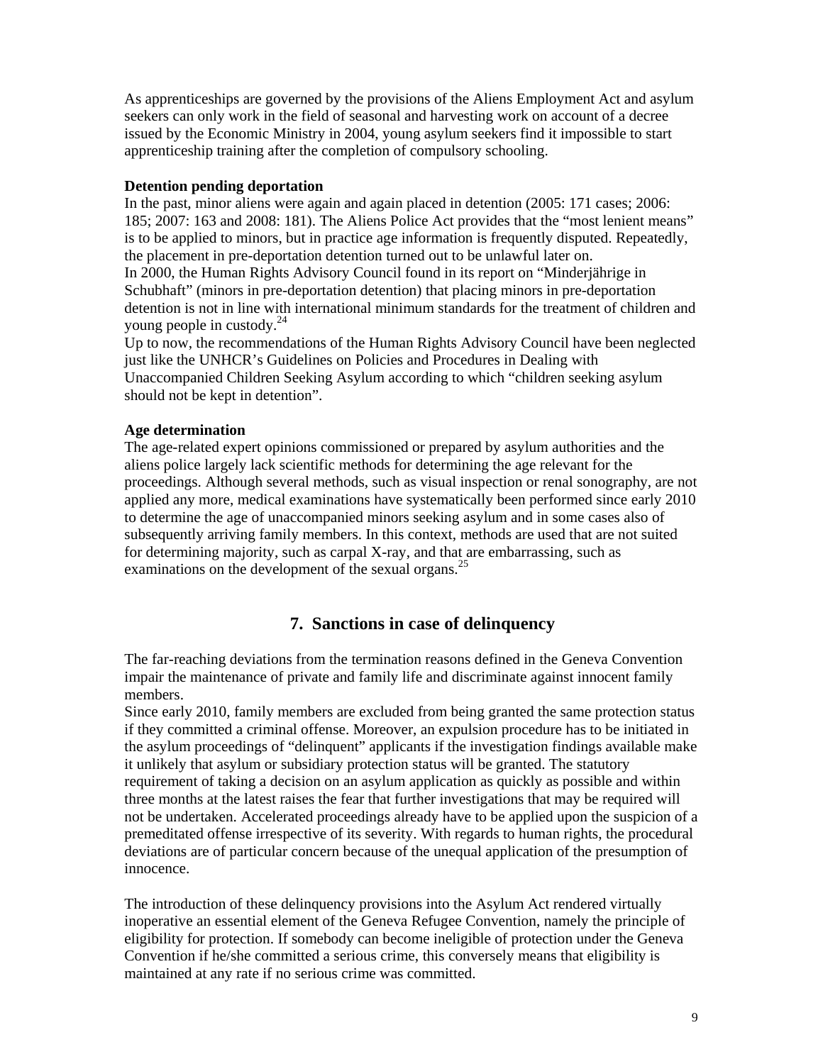As apprenticeships are governed by the provisions of the Aliens Employment Act and asylum seekers can only work in the field of seasonal and harvesting work on account of a decree issued by the Economic Ministry in 2004, young asylum seekers find it impossible to start apprenticeship training after the completion of compulsory schooling.

**Detention pending deportation**

In the past, minor aliens were again and again placed in detention (2005: 171 cases; 2006: 185; 2007: 163 and 2008: 181). The Aliens Police Act provides that the "most lenient means" is to be applied to minors, but in practice age information is frequently disputed. Repeatedly, the placement in pre-deportation detention turned out to be unlawful later on.
In 2000, the Human Rights Advisory Council found in its report on "Minderjährige in Schubhaft" (minors in pre-deportation detention) that placing minors in pre-deportation detention is not in line with international minimum standards for the treatment of children and young people in custody.[24]
Up to now, the recommendations of the Human Rights Advisory Council have been neglected just like the UNHCR's Guidelines on Policies and Procedures in Dealing with Unaccompanied Children Seeking Asylum according to which "children seeking asylum should not be kept in detention".

**Age determination**

The age-related expert opinions commissioned or prepared by asylum authorities and the aliens police largely lack scientific methods for determining the age relevant for the proceedings. Although several methods, such as visual inspection or renal sonography, are not applied any more, medical examinations have systematically been performed since early 2010 to determine the age of unaccompanied minors seeking asylum and in some cases also of subsequently arriving family members. In this context, methods are used that are not suited for determining majority, such as carpal X-ray, and that are embarrassing, such as examinations on the development of the sexual organs.[25]

## 7. Sanctions in case of delinquency

The far-reaching deviations from the termination reasons defined in the Geneva Convention impair the maintenance of private and family life and discriminate against innocent family members.
Since early 2010, family members are excluded from being granted the same protection status if they committed a criminal offense. Moreover, an expulsion procedure has to be initiated in the asylum proceedings of "delinquent" applicants if the investigation findings available make it unlikely that asylum or subsidiary protection status will be granted. The statutory requirement of taking a decision on an asylum application as quickly as possible and within three months at the latest raises the fear that further investigations that may be required will not be undertaken. Accelerated proceedings already have to be applied upon the suspicion of a premeditated offense irrespective of its severity. With regards to human rights, the procedural deviations are of particular concern because of the unequal application of the presumption of innocence.

The introduction of these delinquency provisions into the Asylum Act rendered virtually inoperative an essential element of the Geneva Refugee Convention, namely the principle of eligibility for protection. If somebody can become ineligible of protection under the Geneva Convention if he/she committed a serious crime, this conversely means that eligibility is maintained at any rate if no serious crime was committed.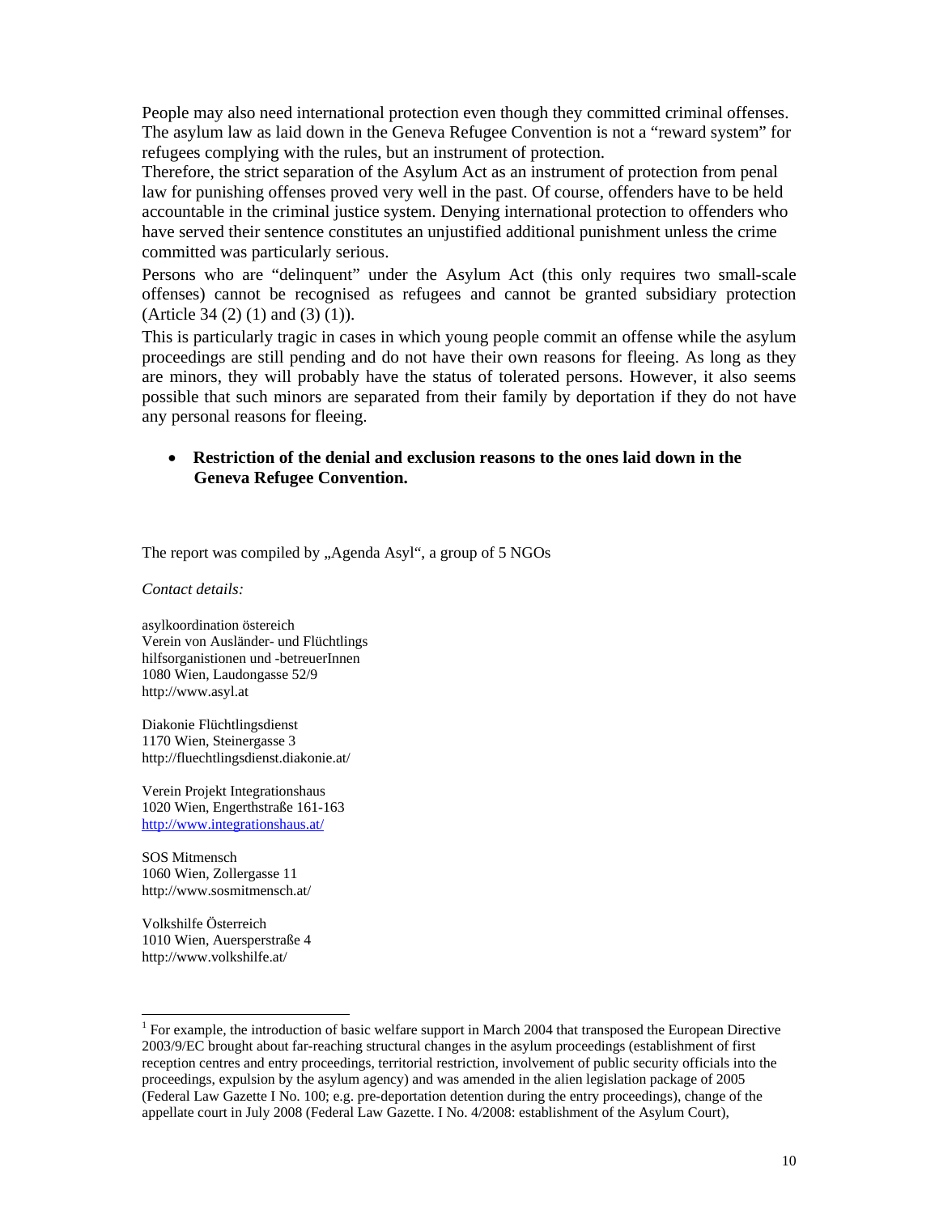People may also need international protection even though they committed criminal offenses. The asylum law as laid down in the Geneva Refugee Convention is not a "reward system" for refugees complying with the rules, but an instrument of protection.
Therefore, the strict separation of the Asylum Act as an instrument of protection from penal law for punishing offenses proved very well in the past. Of course, offenders have to be held accountable in the criminal justice system. Denying international protection to offenders who have served their sentence constitutes an unjustified additional punishment unless the crime committed was particularly serious.

Persons who are "delinquent" under the Asylum Act (this only requires two small-scale offenses) cannot be recognised as refugees and cannot be granted subsidiary protection (Article 34 (2) (1) and (3) (1)).

This is particularly tragic in cases in which young people commit an offense while the asylum proceedings are still pending and do not have their own reasons for fleeing. As long as they are minors, they will probably have the status of tolerated persons. However, it also seems possible that such minors are separated from their family by deportation if they do not have any personal reasons for fleeing.

- **Restriction of the denial and exclusion reasons to the ones laid down in the Geneva Refugee Convention.**

The report was compiled by „Agenda Asyl", a group of 5 NGOs

*Contact details:*

asylkoordination östereich
Verein von Ausländer- und Flüchtlings
hilfsorganistionen und -betreuerInnen
1080 Wien, Laudongasse 52/9
http://www.asyl.at

Diakonie Flüchtlingsdienst
1170 Wien, Steinergasse 3
http://fluechtlingsdienst.diakonie.at/

Verein Projekt Integrationshaus
1020 Wien, Engerthstraße 161-163
http://www.integrationshaus.at/

SOS Mitmensch
1060 Wien, Zollergasse 11
http://www.sosmitmensch.at/

Volkshilfe Österreich
1010 Wien, Auersperstraße 4
http://www.volkshilfe.at/

[1] For example, the introduction of basic welfare support in March 2004 that transposed the European Directive 2003/9/EC brought about far-reaching structural changes in the asylum proceedings (establishment of first reception centres and entry proceedings, territorial restriction, involvement of public security officials into the proceedings, expulsion by the asylum agency) and was amended in the alien legislation package of 2005 (Federal Law Gazette I No. 100; e.g. pre-deportation detention during the entry proceedings), change of the appellate court in July 2008 (Federal Law Gazette. I No. 4/2008: establishment of the Asylum Court),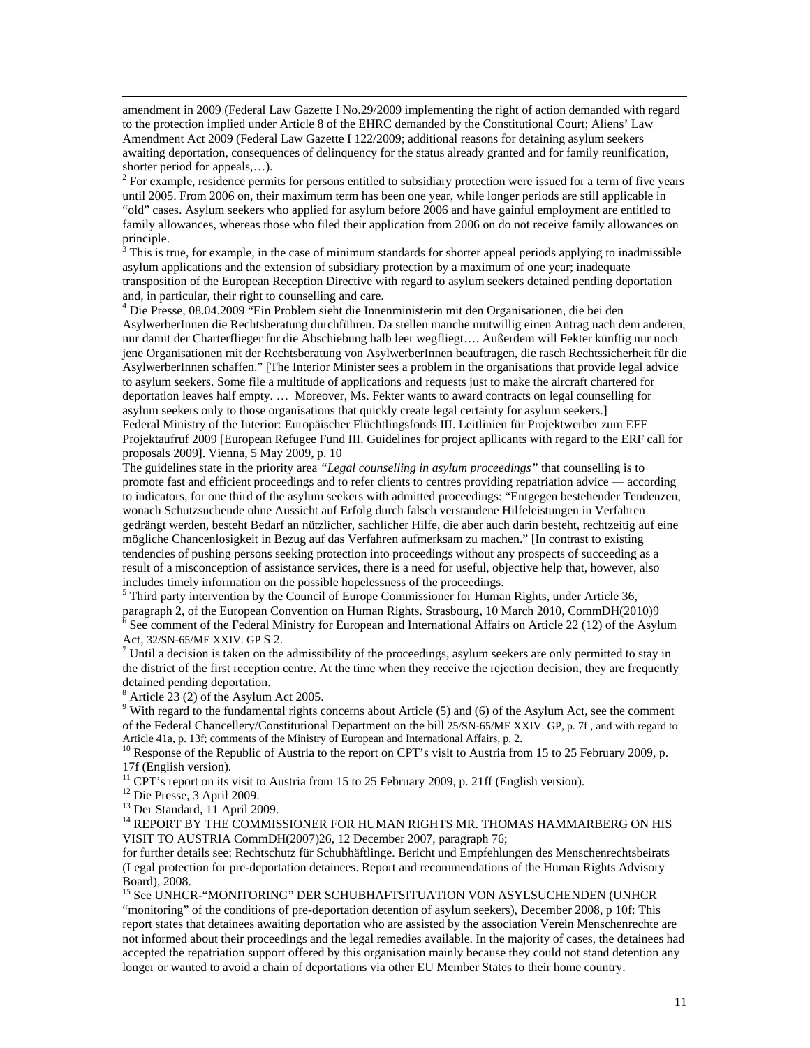amendment in 2009 (Federal Law Gazette I No.29/2009 implementing the right of action demanded with regard to the protection implied under Article 8 of the EHRC demanded by the Constitutional Court; Aliens' Law Amendment Act 2009 (Federal Law Gazette I 122/2009; additional reasons for detaining asylum seekers awaiting deportation, consequences of delinquency for the status already granted and for family reunification, shorter period for appeals,…).

[2] For example, residence permits for persons entitled to subsidiary protection were issued for a term of five years until 2005. From 2006 on, their maximum term has been one year, while longer periods are still applicable in "old" cases. Asylum seekers who applied for asylum before 2006 and have gainful employment are entitled to family allowances, whereas those who filed their application from 2006 on do not receive family allowances on principle.

[3] This is true, for example, in the case of minimum standards for shorter appeal periods applying to inadmissible asylum applications and the extension of subsidiary protection by a maximum of one year; inadequate transposition of the European Reception Directive with regard to asylum seekers detained pending deportation and, in particular, their right to counselling and care.

[4] Die Presse, 08.04.2009 "Ein Problem sieht die Innenministerin mit den Organisationen, die bei den AsylwerberInnen die Rechtsberatung durchführen. Da stellen manche mutwillig einen Antrag nach dem anderen, nur damit der Charterflieger für die Abschiebung halb leer wegfliegt…. Außerdem will Fekter künftig nur noch jene Organisationen mit der Rechtsberatung von AsylwerberInnen beauftragen, die rasch Rechtssicherheit für die AsylwerberInnen schaffen." [The Interior Minister sees a problem in the organisations that provide legal advice to asylum seekers. Some file a multitude of applications and requests just to make the aircraft chartered for deportation leaves half empty. … Moreover, Ms. Fekter wants to award contracts on legal counselling for asylum seekers only to those organisations that quickly create legal certainty for asylum seekers.]
Federal Ministry of the Interior: Europäischer Flüchtlingsfonds III. Leitlinien für Projektwerber zum EFF Projektaufruf 2009 [European Refugee Fund III. Guidelines for project apllicants with regard to the ERF call for proposals 2009]. Vienna, 5 May 2009, p. 10
The guidelines state in the priority area *"Legal counselling in asylum proceedings"* that counselling is to promote fast and efficient proceedings and to refer clients to centres providing repatriation advice — according to indicators, for one third of the asylum seekers with admitted proceedings: "Entgegen bestehender Tendenzen, wonach Schutzsuchende ohne Aussicht auf Erfolg durch falsch verstandene Hilfeleistungen in Verfahren gedrängt werden, besteht Bedarf an nützlicher, sachlicher Hilfe, die aber auch darin besteht, rechtzeitig auf eine mögliche Chancenlosigkeit in Bezug auf das Verfahren aufmerksam zu machen." [In contrast to existing tendencies of pushing persons seeking protection into proceedings without any prospects of succeeding as a result of a misconception of assistance services, there is a need for useful, objective help that, however, also includes timely information on the possible hopelessness of the proceedings.

[5] Third party intervention by the Council of Europe Commissioner for Human Rights, under Article 36, paragraph 2, of the European Convention on Human Rights. Strasbourg, 10 March 2010, CommDH(2010)9

[6] See comment of the Federal Ministry for European and International Affairs on Article 22 (12) of the Asylum Act, 32/SN-65/ME XXIV. GP S 2.

[7] Until a decision is taken on the admissibility of the proceedings, asylum seekers are only permitted to stay in the district of the first reception centre. At the time when they receive the rejection decision, they are frequently detained pending deportation.

[8] Article 23 (2) of the Asylum Act 2005.

[9] With regard to the fundamental rights concerns about Article (5) and (6) of the Asylum Act, see the comment of the Federal Chancellery/Constitutional Department on the bill 25/SN-65/ME XXIV. GP, p. 7f , and with regard to Article 41a, p. 13f; comments of the Ministry of European and International Affairs, p. 2.

[10] Response of the Republic of Austria to the report on CPT's visit to Austria from 15 to 25 February 2009, p. 17f (English version).

[11] CPT's report on its visit to Austria from 15 to 25 February 2009, p. 21ff (English version).

[12] Die Presse, 3 April 2009.

[13] Der Standard, 11 April 2009.

[14] REPORT BY THE COMMISSIONER FOR HUMAN RIGHTS MR. THOMAS HAMMARBERG ON HIS VISIT TO AUSTRIA CommDH(2007)26, 12 December 2007, paragraph 76;
for further details see: Rechtsschutz für Schubhäftlinge. Bericht und Empfehlungen des Menschenrechtsbeirats (Legal protection for pre-deportation detainees. Report and recommendations of the Human Rights Advisory Board), 2008.

[15] See UNHCR-"MONITORING" DER SCHUBHAFTSITUATION VON ASYLSUCHENDEN (UNHCR "monitoring" of the conditions of pre-deportation detention of asylum seekers), December 2008, p 10f: This report states that detainees awaiting deportation who are assisted by the association Verein Menschenrechte are not informed about their proceedings and the legal remedies available. In the majority of cases, the detainees had accepted the repatriation support offered by this organisation mainly because they could not stand detention any longer or wanted to avoid a chain of deportations via other EU Member States to their home country.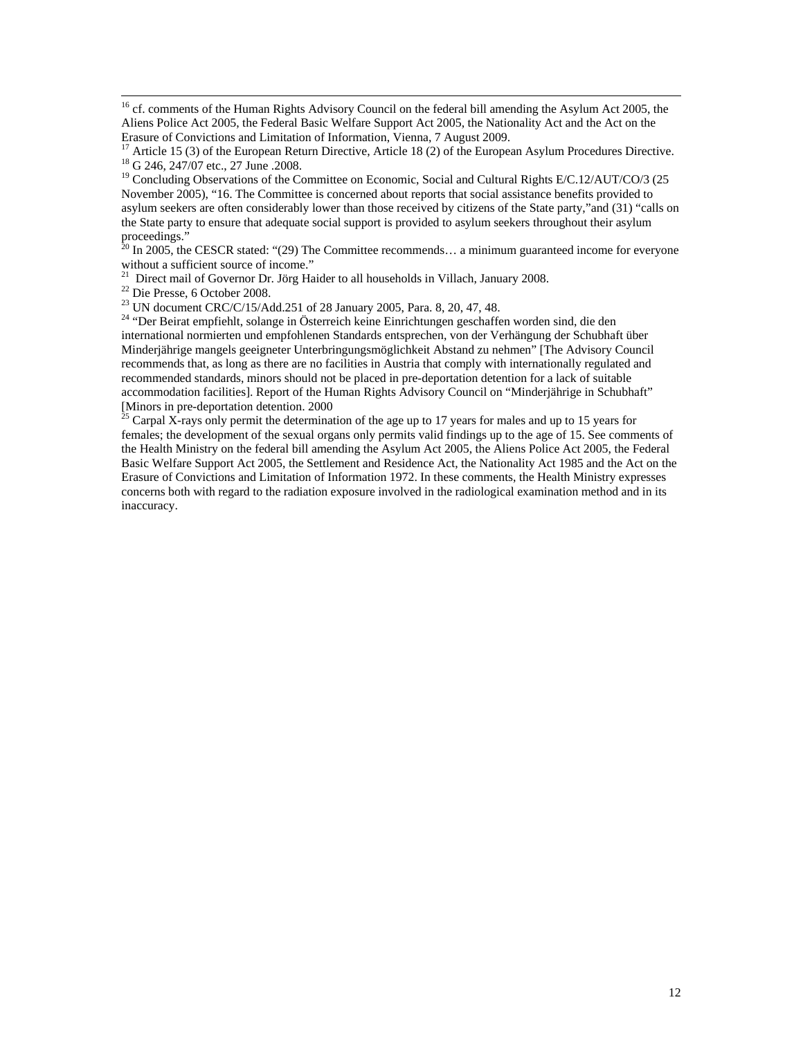[16] cf. comments of the Human Rights Advisory Council on the federal bill amending the Asylum Act 2005, the Aliens Police Act 2005, the Federal Basic Welfare Support Act 2005, the Nationality Act and the Act on the Erasure of Convictions and Limitation of Information, Vienna, 7 August 2009.

[17] Article 15 (3) of the European Return Directive, Article 18 (2) of the European Asylum Procedures Directive.

[18] G 246, 247/07 etc., 27 June .2008.

[19] Concluding Observations of the Committee on Economic, Social and Cultural Rights E/C.12/AUT/CO/3 (25 November 2005), "16. The Committee is concerned about reports that social assistance benefits provided to asylum seekers are often considerably lower than those received by citizens of the State party,"and (31) "calls on the State party to ensure that adequate social support is provided to asylum seekers throughout their asylum proceedings."

[20] In 2005, the CESCR stated: "(29) The Committee recommends… a minimum guaranteed income for everyone without a sufficient source of income."

[21] Direct mail of Governor Dr. Jörg Haider to all households in Villach, January 2008.

[22] Die Presse, 6 October 2008.

[23] UN document CRC/C/15/Add.251 of 28 January 2005, Para. 8, 20, 47, 48.

[24] "Der Beirat empfiehlt, solange in Österreich keine Einrichtungen geschaffen worden sind, die den international normierten und empfohlenen Standards entsprechen, von der Verhängung der Schubhaft über Minderjährige mangels geeigneter Unterbringungsmöglichkeit Abstand zu nehmen" [The Advisory Council recommends that, as long as there are no facilities in Austria that comply with internationally regulated and recommended standards, minors should not be placed in pre-deportation detention for a lack of suitable accommodation facilities]. Report of the Human Rights Advisory Council on "Minderjährige in Schubhaft" [Minors in pre-deportation detention. 2000

[25] Carpal X-rays only permit the determination of the age up to 17 years for males and up to 15 years for females; the development of the sexual organs only permits valid findings up to the age of 15. See comments of the Health Ministry on the federal bill amending the Asylum Act 2005, the Aliens Police Act 2005, the Federal Basic Welfare Support Act 2005, the Settlement and Residence Act, the Nationality Act 1985 and the Act on the Erasure of Convictions and Limitation of Information 1972. In these comments, the Health Ministry expresses concerns both with regard to the radiation exposure involved in the radiological examination method and in its inaccuracy.